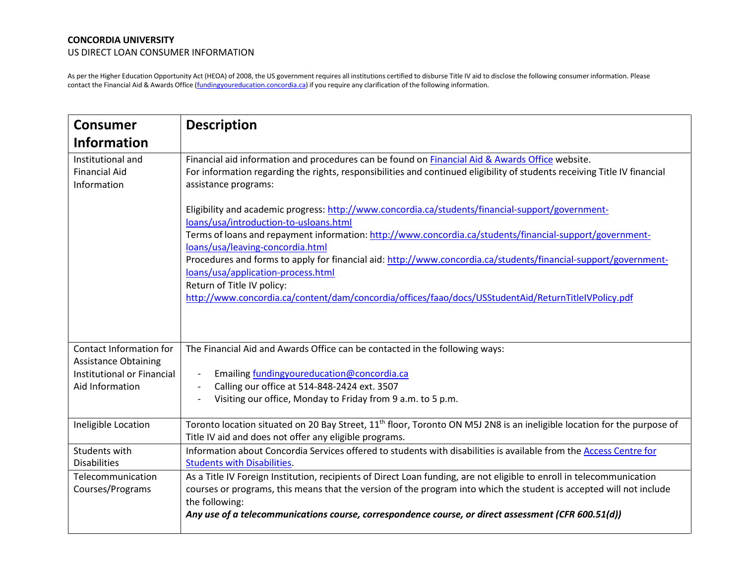**CONCORDIA UNIVERSITY**
US DIRECT LOAN CONSUMER INFORMATION

As per the Higher Education Opportunity Act (HEOA) of 2008, the US government requires all institutions certified to disburse Title IV aid to disclose the following consumer information. Please contact the Financial Aid & Awards Office (fundingyoureducation.concordia.ca) if you require any clarification of the following information.

| Consumer Information | Description |
| --- | --- |
| Institutional and Financial Aid Information | Financial aid information and procedures can be found on Financial Aid & Awards Office website.<br>For information regarding the rights, responsibilities and continued eligibility of students receiving Title IV financial assistance programs:<br><br>Eligibility and academic progress: http://www.concordia.ca/students/financial-support/government-loans/usa/introduction-to-usloans.html<br>Terms of loans and repayment information: http://www.concordia.ca/students/financial-support/government-loans/usa/leaving-concordia.html<br>Procedures and forms to apply for financial aid: http://www.concordia.ca/students/financial-support/government-loans/usa/application-process.html<br>Return of Title IV policy:<br>http://www.concordia.ca/content/dam/concordia/offices/faao/docs/USStudentAid/ReturnTitleIVPolicy.pdf |
| Contact Information for Assistance Obtaining Institutional or Financial Aid Information | The Financial Aid and Awards Office can be contacted in the following ways:<br><br>- Emailing fundingyoureducation@concordia.ca<br>- Calling our office at 514-848-2424 ext. 3507<br>- Visiting our office, Monday to Friday from 9 a.m. to 5 p.m. |
| Ineligible Location | Toronto location situated on 20 Bay Street, 11th floor, Toronto ON M5J 2N8 is an ineligible location for the purpose of Title IV aid and does not offer any eligible programs. |
| Students with Disabilities | Information about Concordia Services offered to students with disabilities is available from the Access Centre for Students with Disabilities. |
| Telecommunication Courses/Programs | As a Title IV Foreign Institution, recipients of Direct Loan funding, are not eligible to enroll in telecommunication courses or programs, this means that the version of the program into which the student is accepted will not include the following:<br>***Any use of a telecommunications course, correspondence course, or direct assessment (CFR 600.51(d))*** |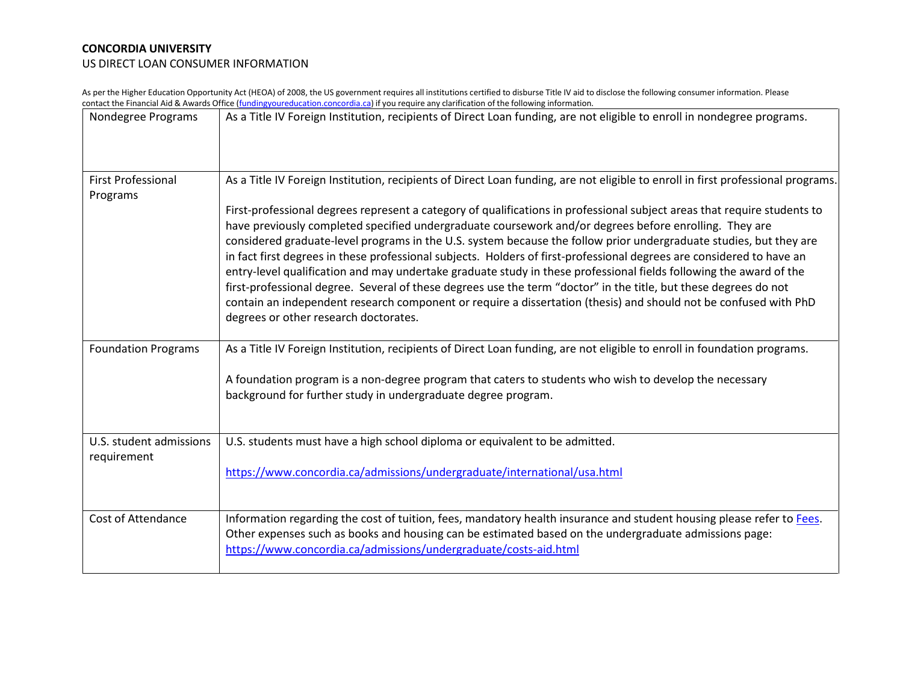**CONCORDIA UNIVERSITY**

US DIRECT LOAN CONSUMER INFORMATION

As per the Higher Education Opportunity Act (HEOA) of 2008, the US government requires all institutions certified to disburse Title IV aid to disclose the following consumer information. Please contact the Financial Aid & Awards Office (fundingyoureducation.concordia.ca) if you require any clarification of the following information.

| | |
|---|---|
| Nondegree Programs | As a Title IV Foreign Institution, recipients of Direct Loan funding, are not eligible to enroll in nondegree programs. |
| First Professional Programs | As a Title IV Foreign Institution, recipients of Direct Loan funding, are not eligible to enroll in first professional programs.<br><br>First-professional degrees represent a category of qualifications in professional subject areas that require students to have previously completed specified undergraduate coursework and/or degrees before enrolling. They are considered graduate-level programs in the U.S. system because the follow prior undergraduate studies, but they are in fact first degrees in these professional subjects. Holders of first-professional degrees are considered to have an entry-level qualification and may undertake graduate study in these professional fields following the award of the first-professional degree. Several of these degrees use the term "doctor" in the title, but these degrees do not contain an independent research component or require a dissertation (thesis) and should not be confused with PhD degrees or other research doctorates. |
| Foundation Programs | As a Title IV Foreign Institution, recipients of Direct Loan funding, are not eligible to enroll in foundation programs.<br><br>A foundation program is a non-degree program that caters to students who wish to develop the necessary background for further study in undergraduate degree program. |
| U.S. student admissions requirement | U.S. students must have a high school diploma or equivalent to be admitted.<br><br>https://www.concordia.ca/admissions/undergraduate/international/usa.html |
| Cost of Attendance | Information regarding the cost of tuition, fees, mandatory health insurance and student housing please refer to Fees. Other expenses such as books and housing can be estimated based on the undergraduate admissions page: https://www.concordia.ca/admissions/undergraduate/costs-aid.html |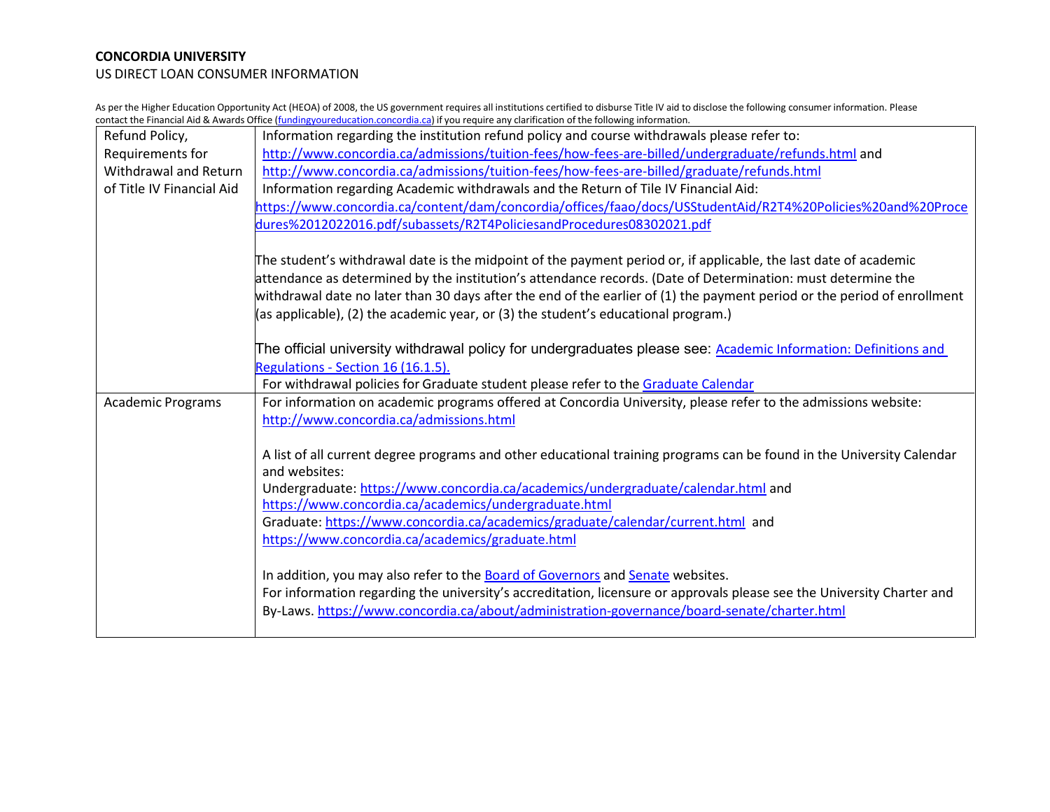**CONCORDIA UNIVERSITY**

US DIRECT LOAN CONSUMER INFORMATION

As per the Higher Education Opportunity Act (HEOA) of 2008, the US government requires all institutions certified to disburse Title IV aid to disclose the following consumer information. Please contact the Financial Aid & Awards Office (fundingyoureducation.concordia.ca) if you require any clarification of the following information.

| | |
|---|---|
| Refund Policy, Requirements for Withdrawal and Return of Title IV Financial Aid | Information regarding the institution refund policy and course withdrawals please refer to: http://www.concordia.ca/admissions/tuition-fees/how-fees-are-billed/undergraduate/refunds.html and http://www.concordia.ca/admissions/tuition-fees/how-fees-are-billed/graduate/refunds.html<br>Information regarding Academic withdrawals and the Return of Tile IV Financial Aid: https://www.concordia.ca/content/dam/concordia/offices/faao/docs/USStudentAid/R2T4%20Policies%20and%20Procedures%2012022016.pdf/subassets/R2T4PoliciesandProcedures08302021.pdf<br><br>The student's withdrawal date is the midpoint of the payment period or, if applicable, the last date of academic attendance as determined by the institution's attendance records. (Date of Determination: must determine the withdrawal date no later than 30 days after the end of the earlier of (1) the payment period or the period of enrollment (as applicable), (2) the academic year, or (3) the student's educational program.)<br><br>The official university withdrawal policy for undergraduates please see: Academic Information: Definitions and Regulations - Section 16 (16.1.5).<br>For withdrawal policies for Graduate student please refer to the Graduate Calendar |
| Academic Programs | For information on academic programs offered at Concordia University, please refer to the admissions website: http://www.concordia.ca/admissions.html<br><br>A list of all current degree programs and other educational training programs can be found in the University Calendar and websites:<br>Undergraduate: https://www.concordia.ca/academics/undergraduate/calendar.html and https://www.concordia.ca/academics/undergraduate.html<br>Graduate: https://www.concordia.ca/academics/graduate/calendar/current.html and https://www.concordia.ca/academics/graduate.html<br><br>In addition, you may also refer to the Board of Governors and Senate websites.<br>For information regarding the university's accreditation, licensure or approvals please see the University Charter and By-Laws. https://www.concordia.ca/about/administration-governance/board-senate/charter.html |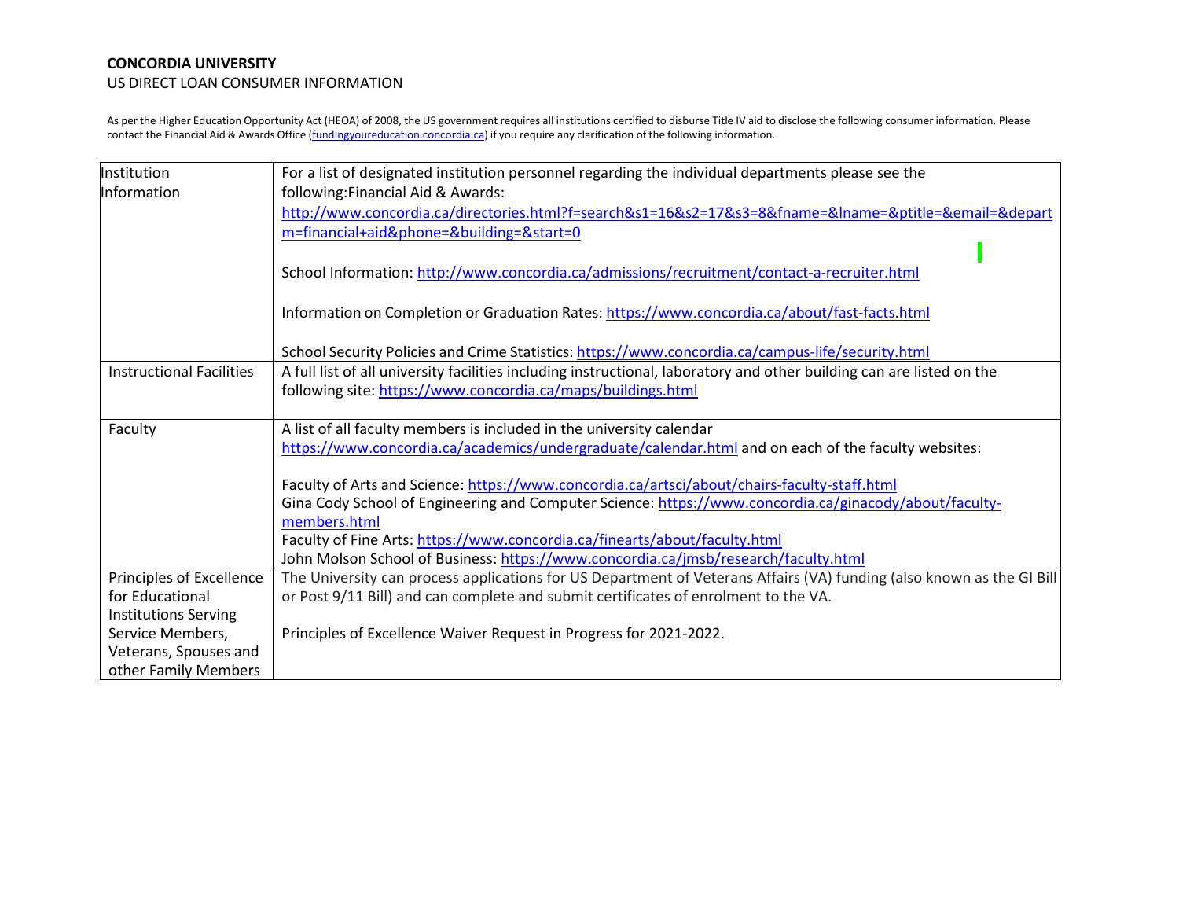**CONCORDIA UNIVERSITY**
US DIRECT LOAN CONSUMER INFORMATION

As per the Higher Education Opportunity Act (HEOA) of 2008, the US government requires all institutions certified to disburse Title IV aid to disclose the following consumer information. Please contact the Financial Aid & Awards Office (fundingyoureducation.concordia.ca) if you require any clarification of the following information.

| | |
|---|---|
| Institution Information | For a list of designated institution personnel regarding the individual departments please see the following:Financial Aid & Awards: http://www.concordia.ca/directories.html?f=search&s1=16&s2=17&s3=8&fname=&lname=&ptitle=&email=&departm=financial+aid&phone=&building=&start=0<br><br>School Information: http://www.concordia.ca/admissions/recruitment/contact-a-recruiter.html<br><br>Information on Completion or Graduation Rates: https://www.concordia.ca/about/fast-facts.html<br><br>School Security Policies and Crime Statistics: https://www.concordia.ca/campus-life/security.html |
| Instructional Facilities | A full list of all university facilities including instructional, laboratory and other building can are listed on the following site: https://www.concordia.ca/maps/buildings.html |
| Faculty | A list of all faculty members is included in the university calendar https://www.concordia.ca/academics/undergraduate/calendar.html and on each of the faculty websites:<br><br>Faculty of Arts and Science: https://www.concordia.ca/artsci/about/chairs-faculty-staff.html<br>Gina Cody School of Engineering and Computer Science: https://www.concordia.ca/ginacody/about/faculty-members.html<br>Faculty of Fine Arts: https://www.concordia.ca/finearts/about/faculty.html<br>John Molson School of Business: https://www.concordia.ca/jmsb/research/faculty.html |
| Principles of Excellence for Educational Institutions Serving Service Members, Veterans, Spouses and other Family Members | The University can process applications for US Department of Veterans Affairs (VA) funding (also known as the GI Bill or Post 9/11 Bill) and can complete and submit certificates of enrolment to the VA.<br><br>Principles of Excellence Waiver Request in Progress for 2021-2022. |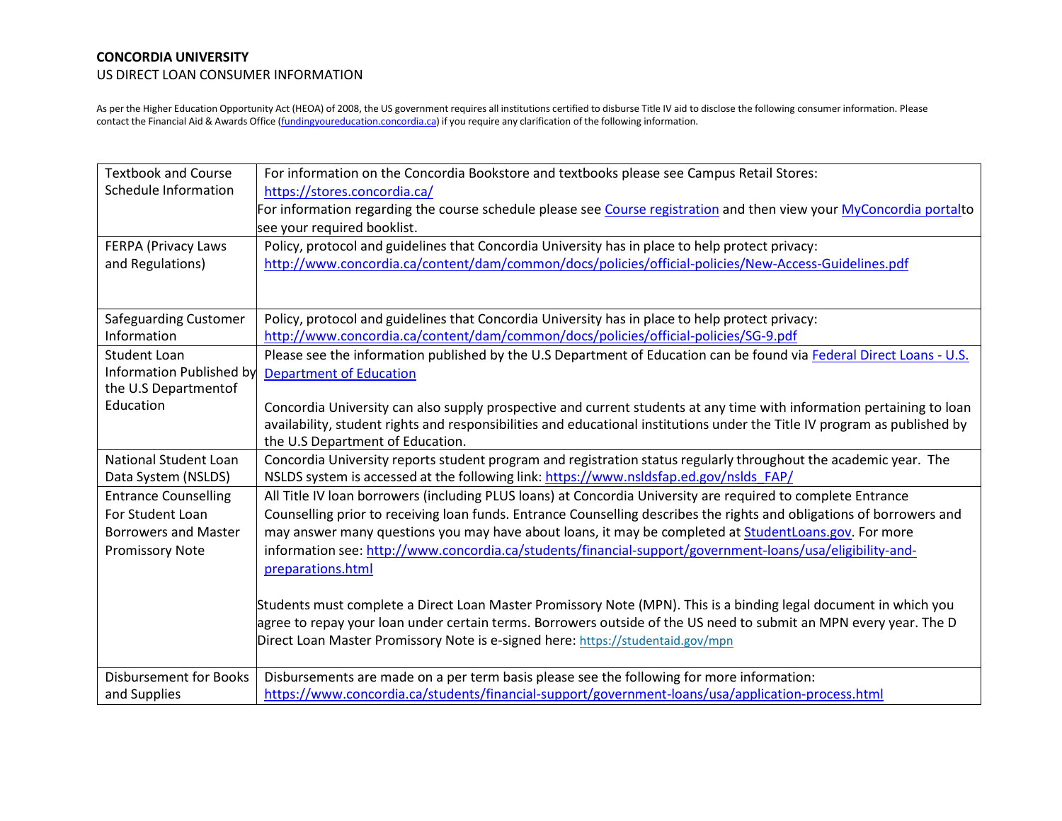**CONCORDIA UNIVERSITY**

US DIRECT LOAN CONSUMER INFORMATION

As per the Higher Education Opportunity Act (HEOA) of 2008, the US government requires all institutions certified to disburse Title IV aid to disclose the following consumer information. Please contact the Financial Aid & Awards Office (fundingyoureducation.concordia.ca) if you require any clarification of the following information.

| | |
|---|---|
| Textbook and Course Schedule Information | For information on the Concordia Bookstore and textbooks please see Campus Retail Stores: https://stores.concordia.ca/ <br> For information regarding the course schedule please see Course registration and then view your MyConcordia portalto see your required booklist. |
| FERPA (Privacy Laws and Regulations) | Policy, protocol and guidelines that Concordia University has in place to help protect privacy: http://www.concordia.ca/content/dam/common/docs/policies/official-policies/New-Access-Guidelines.pdf |
| Safeguarding Customer Information | Policy, protocol and guidelines that Concordia University has in place to help protect privacy: http://www.concordia.ca/content/dam/common/docs/policies/official-policies/SG-9.pdf |
| Student Loan Information Published by the U.S Departmentof Education | Please see the information published by the U.S Department of Education can be found via Federal Direct Loans - U.S. Department of Education <br><br> Concordia University can also supply prospective and current students at any time with information pertaining to loan availability, student rights and responsibilities and educational institutions under the Title IV program as published by the U.S Department of Education. |
| National Student Loan Data System (NSLDS) | Concordia University reports student program and registration status regularly throughout the academic year. The NSLDS system is accessed at the following link: https://www.nsldsfap.ed.gov/nslds_FAP/ |
| Entrance Counselling For Student Loan Borrowers and Master Promissory Note | All Title IV loan borrowers (including PLUS loans) at Concordia University are required to complete Entrance Counselling prior to receiving loan funds. Entrance Counselling describes the rights and obligations of borrowers and may answer many questions you may have about loans, it may be completed at StudentLoans.gov. For more information see: http://www.concordia.ca/students/financial-support/government-loans/usa/eligibility-and-preparations.html <br><br> Students must complete a Direct Loan Master Promissory Note (MPN). This is a binding legal document in which you agree to repay your loan under certain terms. Borrowers outside of the US need to submit an MPN every year. The D Direct Loan Master Promissory Note is e-signed here: https://studentaid.gov/mpn |
| Disbursement for Books and Supplies | Disbursements are made on a per term basis please see the following for more information: https://www.concordia.ca/students/financial-support/government-loans/usa/application-process.html |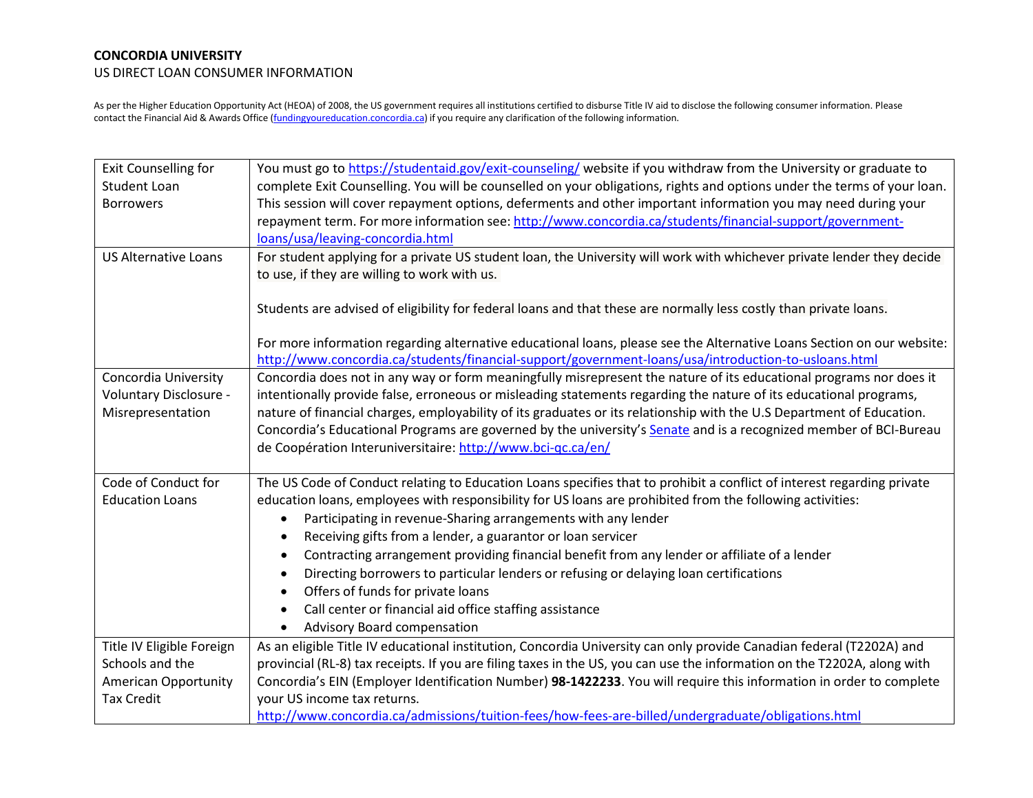**CONCORDIA UNIVERSITY**
US DIRECT LOAN CONSUMER INFORMATION

As per the Higher Education Opportunity Act (HEOA) of 2008, the US government requires all institutions certified to disburse Title IV aid to disclose the following consumer information. Please contact the Financial Aid & Awards Office (fundingyoureducation.concordia.ca) if you require any clarification of the following information.

| | |
|---|---|
| Exit Counselling for Student Loan Borrowers | You must go to https://studentaid.gov/exit-counseling/ website if you withdraw from the University or graduate to complete Exit Counselling. You will be counselled on your obligations, rights and options under the terms of your loan. This session will cover repayment options, deferments and other important information you may need during your repayment term. For more information see: http://www.concordia.ca/students/financial-support/government-loans/usa/leaving-concordia.html |
| US Alternative Loans | For student applying for a private US student loan, the University will work with whichever private lender they decide to use, if they are willing to work with us.<br><br>Students are advised of eligibility for federal loans and that these are normally less costly than private loans.<br><br>For more information regarding alternative educational loans, please see the Alternative Loans Section on our website: http://www.concordia.ca/students/financial-support/government-loans/usa/introduction-to-usloans.html |
| Concordia University Voluntary Disclosure - Misrepresentation | Concordia does not in any way or form meaningfully misrepresent the nature of its educational programs nor does it intentionally provide false, erroneous or misleading statements regarding the nature of its educational programs, nature of financial charges, employability of its graduates or its relationship with the U.S Department of Education. Concordia's Educational Programs are governed by the university's Senate and is a recognized member of BCI-Bureau de Coopération Interuniversitaire: http://www.bci-qc.ca/en/ |
| Code of Conduct for Education Loans | The US Code of Conduct relating to Education Loans specifies that to prohibit a conflict of interest regarding private education loans, employees with responsibility for US loans are prohibited from the following activities:<br>• Participating in revenue-Sharing arrangements with any lender<br>• Receiving gifts from a lender, a guarantor or loan servicer<br>• Contracting arrangement providing financial benefit from any lender or affiliate of a lender<br>• Directing borrowers to particular lenders or refusing or delaying loan certifications<br>• Offers of funds for private loans<br>• Call center or financial aid office staffing assistance<br>• Advisory Board compensation |
| Title IV Eligible Foreign Schools and the American Opportunity Tax Credit | As an eligible Title IV educational institution, Concordia University can only provide Canadian federal (T2202A) and provincial (RL-8) tax receipts. If you are filing taxes in the US, you can use the information on the T2202A, along with Concordia's EIN (Employer Identification Number) **98-1422233**. You will require this information in order to complete your US income tax returns.<br>http://www.concordia.ca/admissions/tuition-fees/how-fees-are-billed/undergraduate/obligations.html |